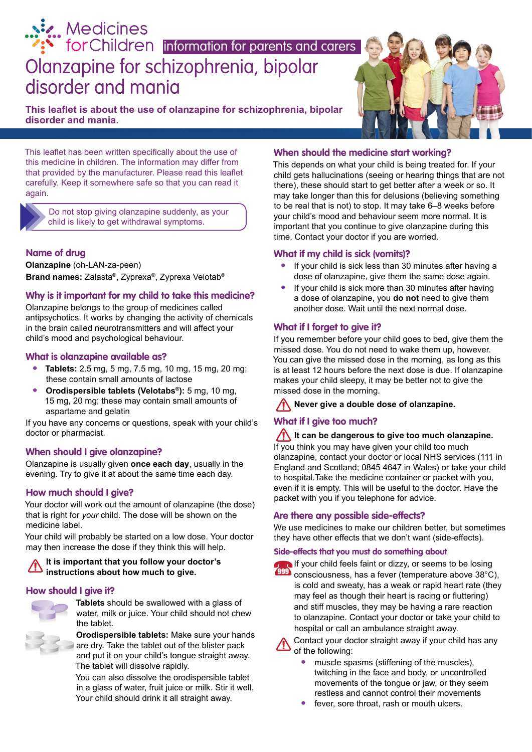Medicines for Children information for parents and carers

# Olanzapine for schizophrenia, bipolar disorder and mania

**This leaflet is about the use of olanzapine for schizophrenia, bipolar disorder and mania.**

This leaflet has been written specifically about the use of this medicine in children. The information may differ from that provided by the manufacturer. Please read this leaflet carefully. Keep it somewhere safe so that you can read it again.

Do not stop giving olanzapine suddenly, as your child is likely to get withdrawal symptoms.

## Name of drug

**Olanzapine** (oh-LAN-za-peen)
**Brand names:** Zalasta®, Zyprexa®, Zyprexa Velotab®

## Why is it important for my child to take this medicine?

Olanzapine belongs to the group of medicines called antipsychotics. It works by changing the activity of chemicals in the brain called neurotransmitters and will affect your child's mood and psychological behaviour.

## What is olanzapine available as?

- **Tablets:** 2.5 mg, 5 mg, 7.5 mg, 10 mg, 15 mg, 20 mg; these contain small amounts of lactose
- **Orodispersible tablets (Velotabs®):** 5 mg, 10 mg, 15 mg, 20 mg; these may contain small amounts of aspartame and gelatin

If you have any concerns or questions, speak with your child's doctor or pharmacist.

## When should I give olanzapine?

Olanzapine is usually given **once each day**, usually in the evening. Try to give it at about the same time each day.

## How much should I give?

Your doctor will work out the amount of olanzapine (the dose) that is right for *your* child. The dose will be shown on the medicine label.

Your child will probably be started on a low dose. Your doctor may then increase the dose if they think this will help.

**It is important that you follow your doctor's instructions about how much to give.**

## How should I give it?

**Tablets** should be swallowed with a glass of water, milk or juice. Your child should not chew the tablet.

**Orodispersible tablets:** Make sure your hands are dry. Take the tablet out of the blister pack and put it on your child's tongue straight away. The tablet will dissolve rapidly.

You can also dissolve the orodispersible tablet in a glass of water, fruit juice or milk. Stir it well. Your child should drink it all straight away.

## When should the medicine start working?

This depends on what your child is being treated for. If your child gets hallucinations (seeing or hearing things that are not there), these should start to get better after a week or so. It may take longer than this for delusions (believing something to be real that is not) to stop. It may take 6–8 weeks before your child's mood and behaviour seem more normal. It is important that you continue to give olanzapine during this time. Contact your doctor if you are worried.

## What if my child is sick (vomits)?

- If your child is sick less than 30 minutes after having a dose of olanzapine, give them the same dose again.
- If your child is sick more than 30 minutes after having a dose of olanzapine, you **do not** need to give them another dose. Wait until the next normal dose.

## What if I forget to give it?

If you remember before your child goes to bed, give them the missed dose. You do not need to wake them up, however. You can give the missed dose in the morning, as long as this is at least 12 hours before the next dose is due. If olanzapine makes your child sleepy, it may be better not to give the missed dose in the morning.

**Never give a double dose of olanzapine.**

## What if I give too much?

**It can be dangerous to give too much olanzapine.**

If you think you may have given your child too much olanzapine, contact your doctor or local NHS services (111 in England and Scotland; 0845 4647 in Wales) or take your child to hospital.Take the medicine container or packet with you, even if it is empty. This will be useful to the doctor. Have the packet with you if you telephone for advice.

## Are there any possible side-effects?

We use medicines to make our children better, but sometimes they have other effects that we don't want (side-effects).

### Side-effects that you must do something about

If your child feels faint or dizzy, or seems to be losing consciousness, has a fever (temperature above 38°C), is cold and sweaty, has a weak or rapid heart rate (they may feel as though their heart is racing or fluttering) and stiff muscles, they may be having a rare reaction to olanzapine. Contact your doctor or take your child to hospital or call an ambulance straight away.

Contact your doctor straight away if your child has any of the following:

- muscle spasms (stiffening of the muscles), twitching in the face and body, or uncontrolled movements of the tongue or jaw, or they seem restless and cannot control their movements
- fever, sore throat, rash or mouth ulcers.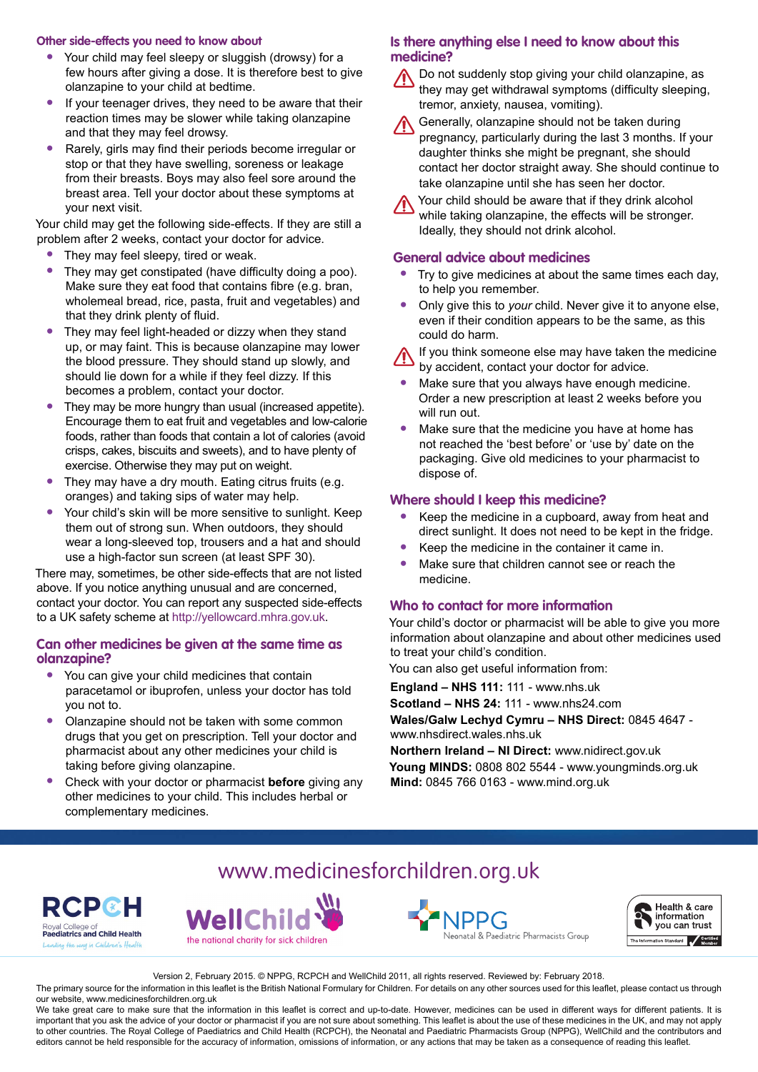## Other side-effects you need to know about

- Your child may feel sleepy or sluggish (drowsy) for a few hours after giving a dose. It is therefore best to give olanzapine to your child at bedtime.
- If your teenager drives, they need to be aware that their reaction times may be slower while taking olanzapine and that they may feel drowsy.
- Rarely, girls may find their periods become irregular or stop or that they have swelling, soreness or leakage from their breasts. Boys may also feel sore around the breast area. Tell your doctor about these symptoms at your next visit.

Your child may get the following side-effects. If they are still a problem after 2 weeks, contact your doctor for advice.

- They may feel sleepy, tired or weak.
- They may get constipated (have difficulty doing a poo). Make sure they eat food that contains fibre (e.g. bran, wholemeal bread, rice, pasta, fruit and vegetables) and that they drink plenty of fluid.
- They may feel light-headed or dizzy when they stand up, or may faint. This is because olanzapine may lower the blood pressure. They should stand up slowly, and should lie down for a while if they feel dizzy. If this becomes a problem, contact your doctor.
- They may be more hungry than usual (increased appetite). Encourage them to eat fruit and vegetables and low-calorie foods, rather than foods that contain a lot of calories (avoid crisps, cakes, biscuits and sweets), and to have plenty of exercise. Otherwise they may put on weight.
- They may have a dry mouth. Eating citrus fruits (e.g. oranges) and taking sips of water may help.
- Your child's skin will be more sensitive to sunlight. Keep them out of strong sun. When outdoors, they should wear a long-sleeved top, trousers and a hat and should use a high-factor sun screen (at least SPF 30).

There may, sometimes, be other side-effects that are not listed above. If you notice anything unusual and are concerned, contact your doctor. You can report any suspected side-effects to a UK safety scheme at http://yellowcard.mhra.gov.uk.

## Can other medicines be given at the same time as olanzapine?

- You can give your child medicines that contain paracetamol or ibuprofen, unless your doctor has told you not to.
- Olanzapine should not be taken with some common drugs that you get on prescription. Tell your doctor and pharmacist about any other medicines your child is taking before giving olanzapine.
- Check with your doctor or pharmacist **before** giving any other medicines to your child. This includes herbal or complementary medicines.

## Is there anything else I need to know about this medicine?

- ⚠ Do not suddenly stop giving your child olanzapine, as they may get withdrawal symptoms (difficulty sleeping, tremor, anxiety, nausea, vomiting).
- ⚠ Generally, olanzapine should not be taken during pregnancy, particularly during the last 3 months. If your daughter thinks she might be pregnant, she should contact her doctor straight away. She should continue to take olanzapine until she has seen her doctor.
- ⚠ Your child should be aware that if they drink alcohol while taking olanzapine, the effects will be stronger. Ideally, they should not drink alcohol.

## General advice about medicines

- Try to give medicines at about the same times each day, to help you remember.
- Only give this to *your* child. Never give it to anyone else, even if their condition appears to be the same, as this could do harm.
- ⚠ If you think someone else may have taken the medicine by accident, contact your doctor for advice.
- Make sure that you always have enough medicine. Order a new prescription at least 2 weeks before you will run out.
- Make sure that the medicine you have at home has not reached the 'best before' or 'use by' date on the packaging. Give old medicines to your pharmacist to dispose of.

## Where should I keep this medicine?

- Keep the medicine in a cupboard, away from heat and direct sunlight. It does not need to be kept in the fridge.
- Keep the medicine in the container it came in.
- Make sure that children cannot see or reach the medicine.

## Who to contact for more information

Your child's doctor or pharmacist will be able to give you more information about olanzapine and about other medicines used to treat your child's condition.

You can also get useful information from:

**England – NHS 111:** 111 - www.nhs.uk
**Scotland – NHS 24:** 111 - www.nhs24.com
**Wales/Galw Lechyd Cymru – NHS Direct:** 0845 4647 - www.nhsdirect.wales.nhs.uk
**Northern Ireland – NI Direct:** www.nidirect.gov.uk
**Young MINDS:** 0808 802 5544 - www.youngminds.org.uk
**Mind:** 0845 766 0163 - www.mind.org.uk

www.medicinesforchildren.org.uk

RCPCH Royal College of Paediatrics and Child Health – Leading the way in Children's Health
WellChild – the national charity for sick children
NPPG – Neonatal & Paediatric Pharmacists Group
Health & care information you can trust – The Information Standard – Certified Member

Version 2, February 2015. © NPPG, RCPCH and WellChild 2011, all rights reserved. Reviewed by: February 2018.

The primary source for the information in this leaflet is the British National Formulary for Children. For details on any other sources used for this leaflet, please contact us through our website, www.medicinesforchildren.org.uk

We take great care to make sure that the information in this leaflet is correct and up-to-date. However, medicines can be used in different ways for different patients. It is important that you ask the advice of your doctor or pharmacist if you are not sure about something. This leaflet is about the use of these medicines in the UK, and may not apply to other countries. The Royal College of Paediatrics and Child Health (RCPCH), the Neonatal and Paediatric Pharmacists Group (NPPG), WellChild and the contributors and editors cannot be held responsible for the accuracy of information, omissions of information, or any actions that may be taken as a consequence of reading this leaflet.